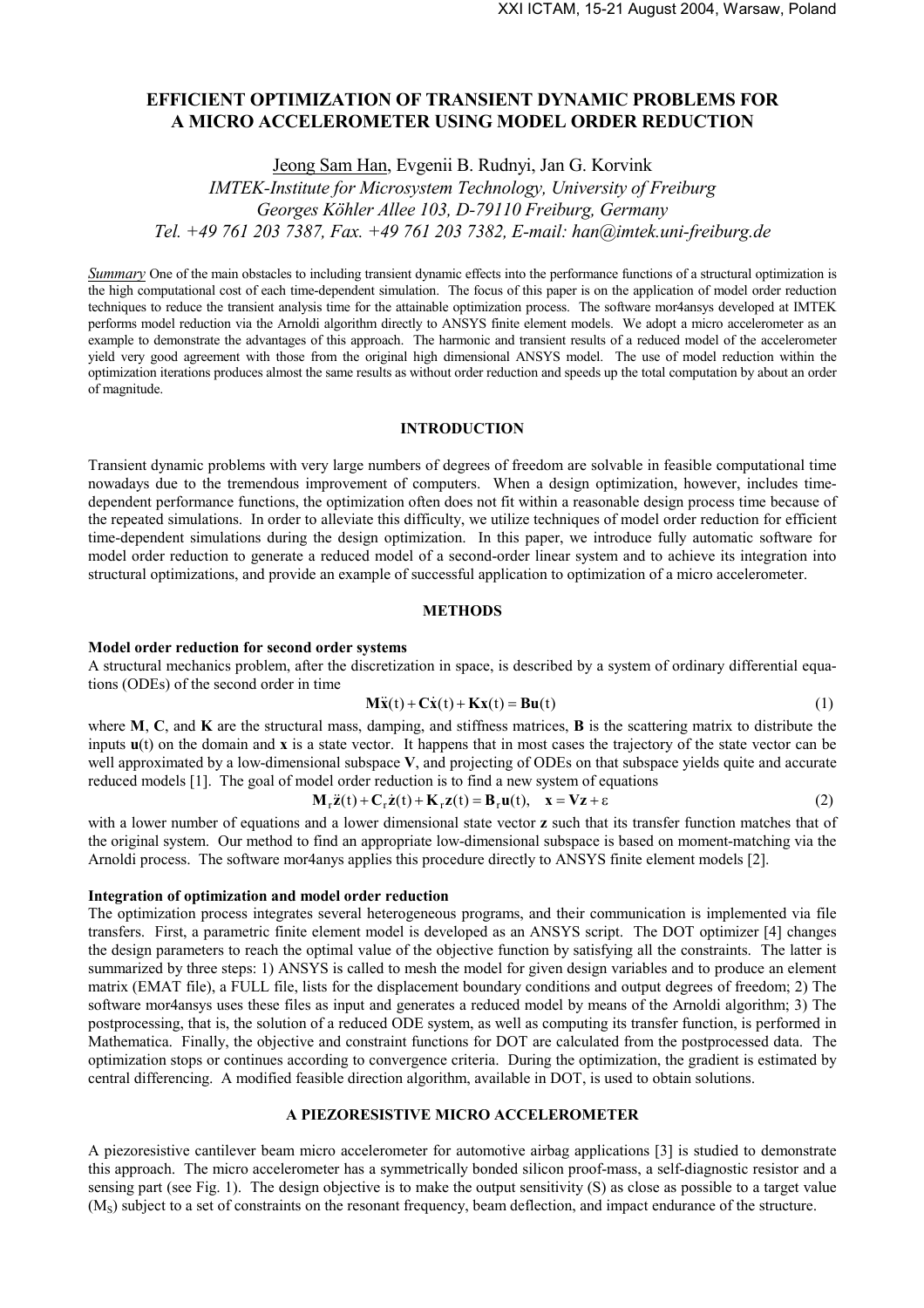# EFFICIENT OPTIMIZATION OF TRANSIENT DYNAMIC PROBLEMS FOR A MICRO ACCELEROMETER USING MODEL ORDER REDUCTION

Jeong Sam Han, Evgenii B. Rudnyi, Jan G. Korvink

*IMTEK-Institute for Microsystem Technology, University of Freiburg*
*Georges Köhler Allee 103, D-79110 Freiburg, Germany*
*Tel. +49 761 203 7387, Fax. +49 761 203 7382, E-mail: han@imtek.uni-freiburg.de*

*Summary* One of the main obstacles to including transient dynamic effects into the performance functions of a structural optimization is the high computational cost of each time-dependent simulation. The focus of this paper is on the application of model order reduction techniques to reduce the transient analysis time for the attainable optimization process. The software mor4ansys developed at IMTEK performs model reduction via the Arnoldi algorithm directly to ANSYS finite element models. We adopt a micro accelerometer as an example to demonstrate the advantages of this approach. The harmonic and transient results of a reduced model of the accelerometer yield very good agreement with those from the original high dimensional ANSYS model. The use of model reduction within the optimization iterations produces almost the same results as without order reduction and speeds up the total computation by about an order of magnitude.

## INTRODUCTION

Transient dynamic problems with very large numbers of degrees of freedom are solvable in feasible computational time nowadays due to the tremendous improvement of computers. When a design optimization, however, includes time-dependent performance functions, the optimization often does not fit within a reasonable design process time because of the repeated simulations. In order to alleviate this difficulty, we utilize techniques of model order reduction for efficient time-dependent simulations during the design optimization. In this paper, we introduce fully automatic software for model order reduction to generate a reduced model of a second-order linear system and to achieve its integration into structural optimizations, and provide an example of successful application to optimization of a micro accelerometer.

## METHODS

### Model order reduction for second order systems

A structural mechanics problem, after the discretization in space, is described by a system of ordinary differential equations (ODEs) of the second order in time

$$\mathbf{M}\ddot{\mathbf{x}}(t) + \mathbf{C}\dot{\mathbf{x}}(t) + \mathbf{K}\mathbf{x}(t) = \mathbf{B}\mathbf{u}(t) \tag{1}$$

where $\mathbf{M}$, $\mathbf{C}$, and $\mathbf{K}$ are the structural mass, damping, and stiffness matrices, $\mathbf{B}$ is the scattering matrix to distribute the inputs $\mathbf{u}(t)$ on the domain and $\mathbf{x}$ is a state vector. It happens that in most cases the trajectory of the state vector can be well approximated by a low-dimensional subspace $\mathbf{V}$, and projecting of ODEs on that subspace yields quite and accurate reduced models [1]. The goal of model order reduction is to find a new system of equations

$$\mathbf{M}_r\ddot{\mathbf{z}}(t) + \mathbf{C}_r\dot{\mathbf{z}}(t) + \mathbf{K}_r\mathbf{z}(t) = \mathbf{B}_r\mathbf{u}(t), \quad \mathbf{x} = \mathbf{V}\mathbf{z} + \varepsilon \tag{2}$$

with a lower number of equations and a lower dimensional state vector $\mathbf{z}$ such that its transfer function matches that of the original system. Our method to find an appropriate low-dimensional subspace is based on moment-matching via the Arnoldi process. The software mor4anys applies this procedure directly to ANSYS finite element models [2].

### Integration of optimization and model order reduction

The optimization process integrates several heterogeneous programs, and their communication is implemented via file transfers. First, a parametric finite element model is developed as an ANSYS script. The DOT optimizer [4] changes the design parameters to reach the optimal value of the objective function by satisfying all the constraints. The latter is summarized by three steps: 1) ANSYS is called to mesh the model for given design variables and to produce an element matrix (EMAT file), a FULL file, lists for the displacement boundary conditions and output degrees of freedom; 2) The software mor4ansys uses these files as input and generates a reduced model by means of the Arnoldi algorithm; 3) The postprocessing, that is, the solution of a reduced ODE system, as well as computing its transfer function, is performed in Mathematica. Finally, the objective and constraint functions for DOT are calculated from the postprocessed data. The optimization stops or continues according to convergence criteria. During the optimization, the gradient is estimated by central differencing. A modified feasible direction algorithm, available in DOT, is used to obtain solutions.

## A PIEZORESISTIVE MICRO ACCELEROMETER

A piezoresistive cantilever beam micro accelerometer for automotive airbag applications [3] is studied to demonstrate this approach. The micro accelerometer has a symmetrically bonded silicon proof-mass, a self-diagnostic resistor and a sensing part (see Fig. 1). The design objective is to make the output sensitivity (S) as close as possible to a target value ($M_S$) subject to a set of constraints on the resonant frequency, beam deflection, and impact endurance of the structure.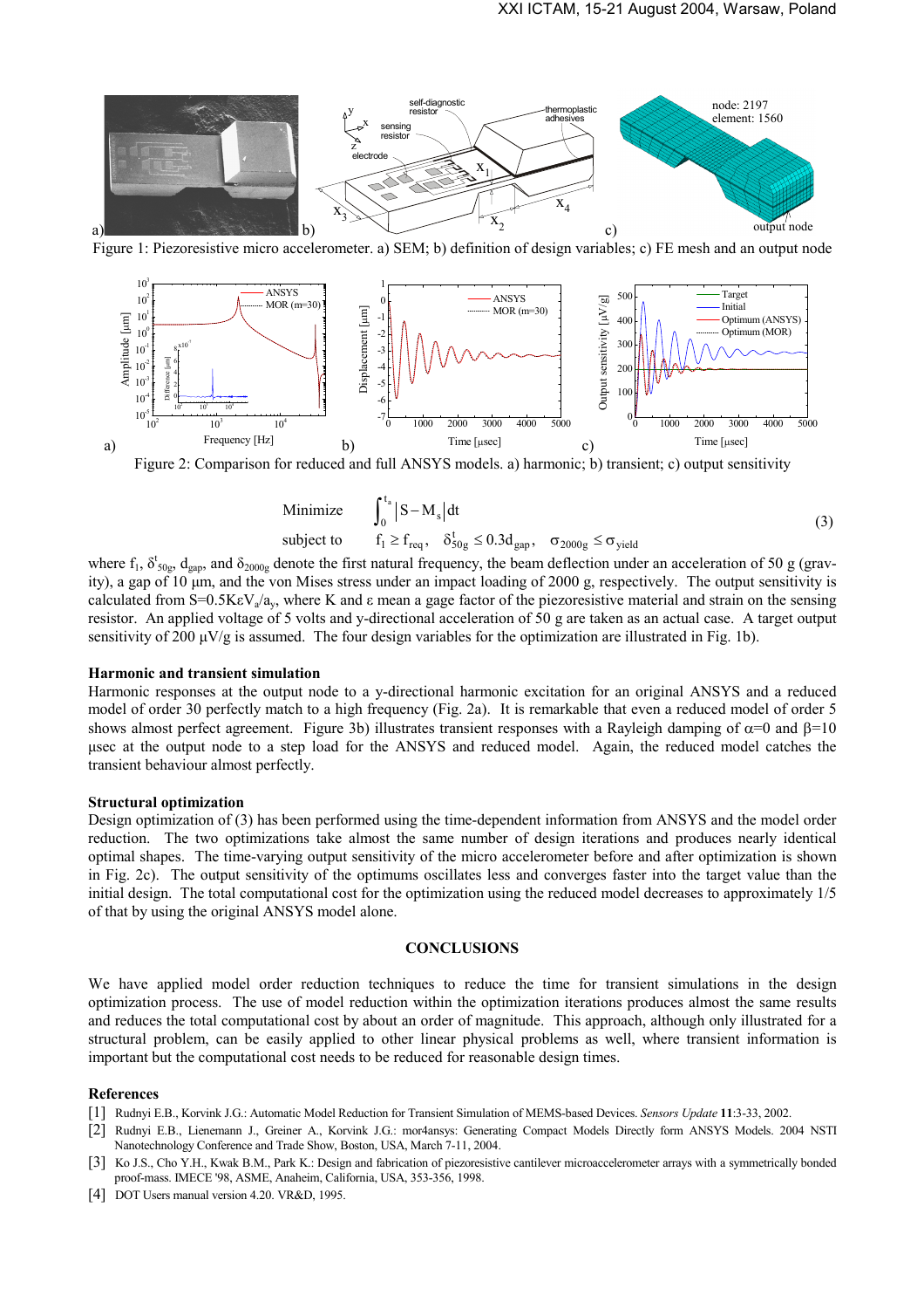Figure 1: Piezoresistive micro accelerometer. a) SEM; b) definition of design variables; c) FE mesh and an output node

Figure 2: Comparison for reduced and full ANSYS models. a) harmonic; b) transient; c) output sensitivity

$$\begin{aligned} &\text{Minimize} && \int_0^{t_a} |S - M_s| dt \\ &\text{subject to} && f_1 \geq f_{req}, \quad \delta_{50g}^t \leq 0.3 d_{gap}, \quad \sigma_{2000g} \leq \sigma_{yield} \end{aligned} \tag{3}$$

where $f_1$, $\delta^t_{50g}$, $d_{gap}$, and $\delta_{2000g}$ denote the first natural frequency, the beam deflection under an acceleration of 50 g (gravity), a gap of 10 μm, and the von Mises stress under an impact loading of 2000 g, respectively. The output sensitivity is calculated from $S=0.5K\varepsilon V_a/a_y$, where K and ε mean a gage factor of the piezoresistive material and strain on the sensing resistor. An applied voltage of 5 volts and y-directional acceleration of 50 g are taken as an actual case. A target output sensitivity of 200 μV/g is assumed. The four design variables for the optimization are illustrated in Fig. 1b).

### Harmonic and transient simulation

Harmonic responses at the output node to a y-directional harmonic excitation for an original ANSYS and a reduced model of order 30 perfectly match to a high frequency (Fig. 2a). It is remarkable that even a reduced model of order 5 shows almost perfect agreement. Figure 3b) illustrates transient responses with a Rayleigh damping of α=0 and β=10 μsec at the output node to a step load for the ANSYS and reduced model. Again, the reduced model catches the transient behaviour almost perfectly.

### Structural optimization

Design optimization of (3) has been performed using the time-dependent information from ANSYS and the model order reduction. The two optimizations take almost the same number of design iterations and produces nearly identical optimal shapes. The time-varying output sensitivity of the micro accelerometer before and after optimization is shown in Fig. 2c). The output sensitivity of the optimums oscillates less and converges faster into the target value than the initial design. The total computational cost for the optimization using the reduced model decreases to approximately 1/5 of that by using the original ANSYS model alone.

## CONCLUSIONS

We have applied model order reduction techniques to reduce the time for transient simulations in the design optimization process. The use of model reduction within the optimization iterations produces almost the same results and reduces the total computational cost by about an order of magnitude. This approach, although only illustrated for a structural problem, can be easily applied to other linear physical problems as well, where transient information is important but the computational cost needs to be reduced for reasonable design times.

### References

[1] Rudnyi E.B., Korvink J.G.: Automatic Model Reduction for Transient Simulation of MEMS-based Devices. *Sensors Update* **11**:3-33, 2002.

[2] Rudnyi E.B., Lienemann J., Greiner A., Korvink J.G.: mor4ansys: Generating Compact Models Directly form ANSYS Models. 2004 NSTI Nanotechnology Conference and Trade Show, Boston, USA, March 7-11, 2004.

[3] Ko J.S., Cho Y.H., Kwak B.M., Park K.: Design and fabrication of piezoresistive cantilever microaccelerometer arrays with a symmetrically bonded proof-mass. IMECE '98, ASME, Anaheim, California, USA, 353-356, 1998.

[4] DOT Users manual version 4.20. VR&D, 1995.